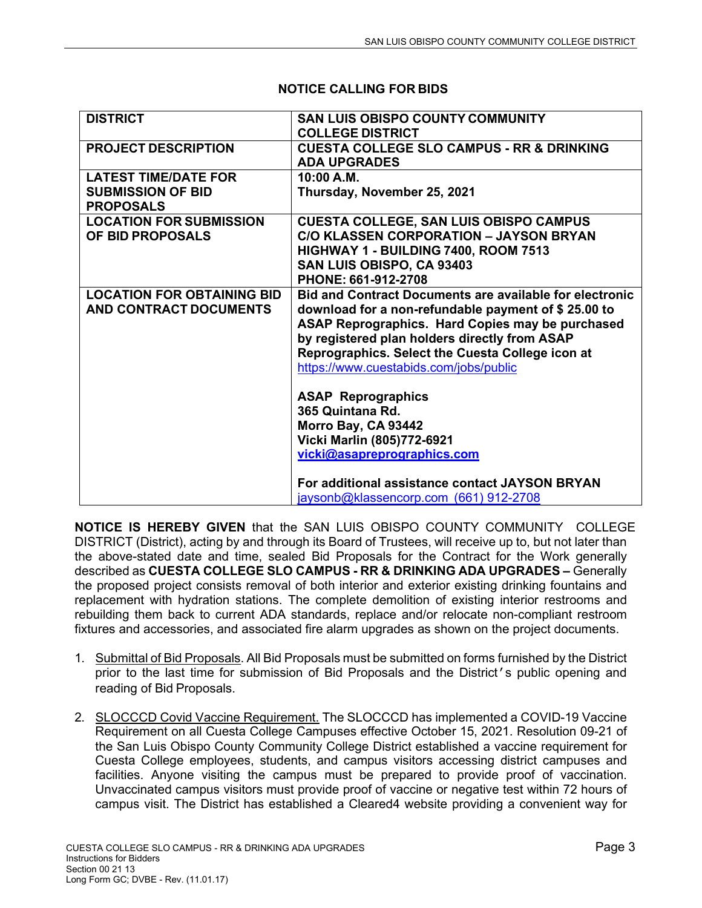## NOTICE CALLING FOR BIDS

| DISTRICT | SAN LUIS OBISPO COUNTY COMMUNITY COLLEGE DISTRICT |
|---|---|
| **PROJECT DESCRIPTION** | **CUESTA COLLEGE SLO CAMPUS - RR & DRINKING ADA UPGRADES** |
| **LATEST TIME/DATE FOR SUBMISSION OF BID PROPOSALS** | **10:00 A.M.**<br>**Thursday, November 25, 2021** |
| **LOCATION FOR SUBMISSION OF BID PROPOSALS** | **CUESTA COLLEGE, SAN LUIS OBISPO CAMPUS**<br>**C/O KLASSEN CORPORATION – JAYSON BRYAN**<br>**HIGHWAY 1 - BUILDING 7400, ROOM 7513**<br>**SAN LUIS OBISPO, CA 93403**<br>**PHONE: 661-912-2708** |
| **LOCATION FOR OBTAINING BID AND CONTRACT DOCUMENTS** | **Bid and Contract Documents are available for electronic download for a non-refundable payment of $ 25.00 to ASAP Reprographics. Hard Copies may be purchased by registered plan holders directly from ASAP Reprographics. Select the Cuesta College icon at** https://www.cuestabids.com/jobs/public<br><br>**ASAP Reprographics**<br>**365 Quintana Rd.**<br>**Morro Bay, CA 93442**<br>**Vicki Marlin (805)772-6921**<br>**vicki@asapreprographics.com**<br><br>**For additional assistance contact JAYSON BRYAN**<br>jaysonb@klassencorp.com (661) 912-2708 |

**NOTICE IS HEREBY GIVEN** that the SAN LUIS OBISPO COUNTY COMMUNITY COLLEGE DISTRICT (District), acting by and through its Board of Trustees, will receive up to, but not later than the above-stated date and time, sealed Bid Proposals for the Contract for the Work generally described as **CUESTA COLLEGE SLO CAMPUS - RR & DRINKING ADA UPGRADES –** Generally the proposed project consists removal of both interior and exterior existing drinking fountains and replacement with hydration stations. The complete demolition of existing interior restrooms and rebuilding them back to current ADA standards, replace and/or relocate non-compliant restroom fixtures and accessories, and associated fire alarm upgrades as shown on the project documents.

1. Submittal of Bid Proposals. All Bid Proposals must be submitted on forms furnished by the District prior to the last time for submission of Bid Proposals and the District's public opening and reading of Bid Proposals.

2. SLOCCCD Covid Vaccine Requirement. The SLOCCCD has implemented a COVID-19 Vaccine Requirement on all Cuesta College Campuses effective October 15, 2021. Resolution 09-21 of the San Luis Obispo County Community College District established a vaccine requirement for Cuesta College employees, students, and campus visitors accessing district campuses and facilities. Anyone visiting the campus must be prepared to provide proof of vaccination. Unvaccinated campus visitors must provide proof of vaccine or negative test within 72 hours of campus visit. The District has established a Cleared4 website providing a convenient way for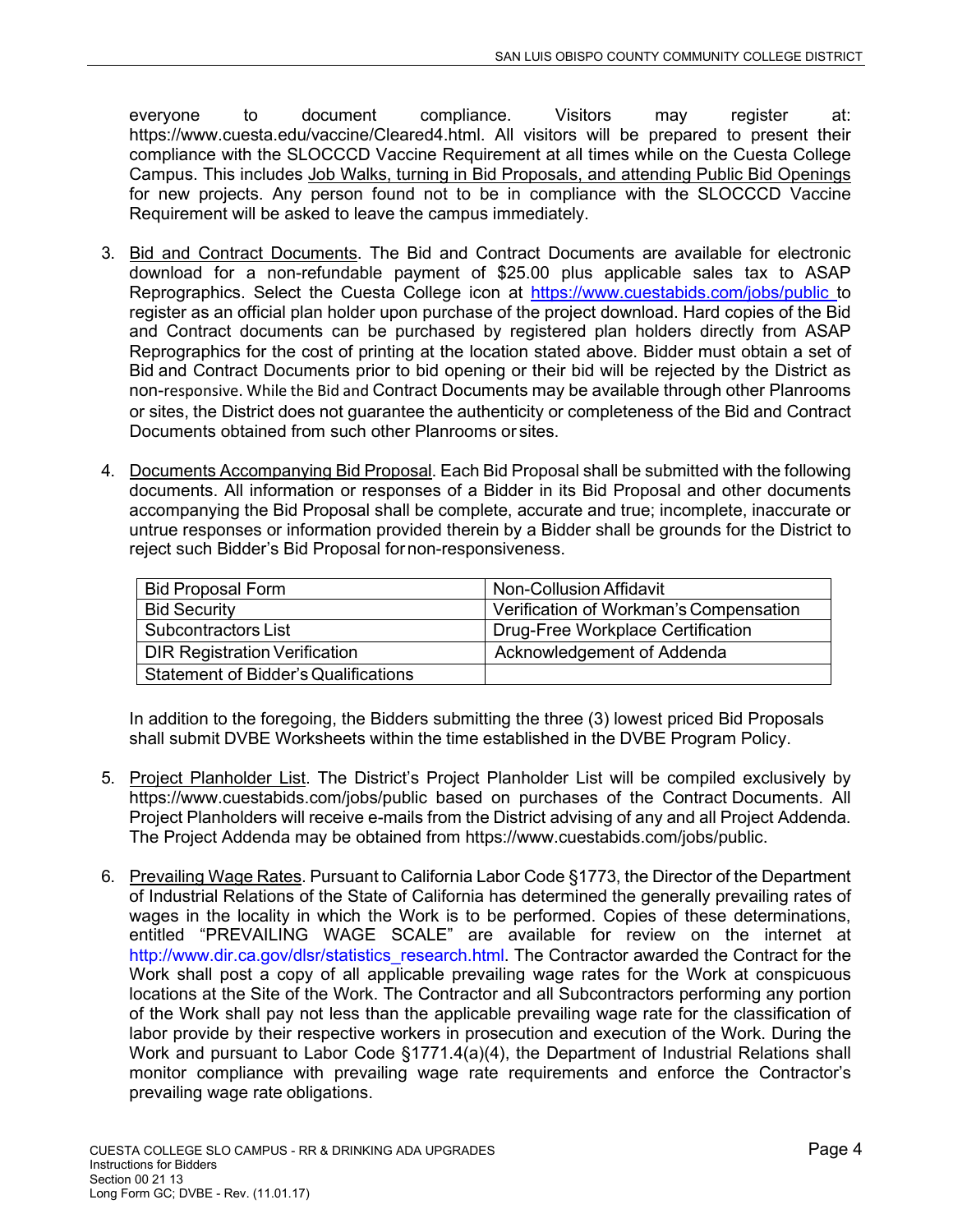everyone to document compliance. Visitors may register at: https://www.cuesta.edu/vaccine/Cleared4.html. All visitors will be prepared to present their compliance with the SLOCCCD Vaccine Requirement at all times while on the Cuesta College Campus. This includes Job Walks, turning in Bid Proposals, and attending Public Bid Openings for new projects. Any person found not to be in compliance with the SLOCCCD Vaccine Requirement will be asked to leave the campus immediately.

3. Bid and Contract Documents. The Bid and Contract Documents are available for electronic download for a non-refundable payment of $25.00 plus applicable sales tax to ASAP Reprographics. Select the Cuesta College icon at https://www.cuestabids.com/jobs/public to register as an official plan holder upon purchase of the project download. Hard copies of the Bid and Contract documents can be purchased by registered plan holders directly from ASAP Reprographics for the cost of printing at the location stated above. Bidder must obtain a set of Bid and Contract Documents prior to bid opening or their bid will be rejected by the District as non-responsive. While the Bid and Contract Documents may be available through other Planrooms or sites, the District does not guarantee the authenticity or completeness of the Bid and Contract Documents obtained from such other Planrooms or sites.

4. Documents Accompanying Bid Proposal. Each Bid Proposal shall be submitted with the following documents. All information or responses of a Bidder in its Bid Proposal and other documents accompanying the Bid Proposal shall be complete, accurate and true; incomplete, inaccurate or untrue responses or information provided therein by a Bidder shall be grounds for the District to reject such Bidder's Bid Proposal for non-responsiveness.

| Bid Proposal Form | Non-Collusion Affidavit |
|---|---|
| Bid Security | Verification of Workman's Compensation |
| Subcontractors List | Drug-Free Workplace Certification |
| DIR Registration Verification | Acknowledgement of Addenda |
| Statement of Bidder's Qualifications | |

In addition to the foregoing, the Bidders submitting the three (3) lowest priced Bid Proposals shall submit DVBE Worksheets within the time established in the DVBE Program Policy.

5. Project Planholder List. The District's Project Planholder List will be compiled exclusively by https://www.cuestabids.com/jobs/public based on purchases of the Contract Documents. All Project Planholders will receive e-mails from the District advising of any and all Project Addenda. The Project Addenda may be obtained from https://www.cuestabids.com/jobs/public.

6. Prevailing Wage Rates. Pursuant to California Labor Code §1773, the Director of the Department of Industrial Relations of the State of California has determined the generally prevailing rates of wages in the locality in which the Work is to be performed. Copies of these determinations, entitled "PREVAILING WAGE SCALE" are available for review on the internet at http://www.dir.ca.gov/dlsr/statistics_research.html. The Contractor awarded the Contract for the Work shall post a copy of all applicable prevailing wage rates for the Work at conspicuous locations at the Site of the Work. The Contractor and all Subcontractors performing any portion of the Work shall pay not less than the applicable prevailing wage rate for the classification of labor provide by their respective workers in prosecution and execution of the Work. During the Work and pursuant to Labor Code §1771.4(a)(4), the Department of Industrial Relations shall monitor compliance with prevailing wage rate requirements and enforce the Contractor's prevailing wage rate obligations.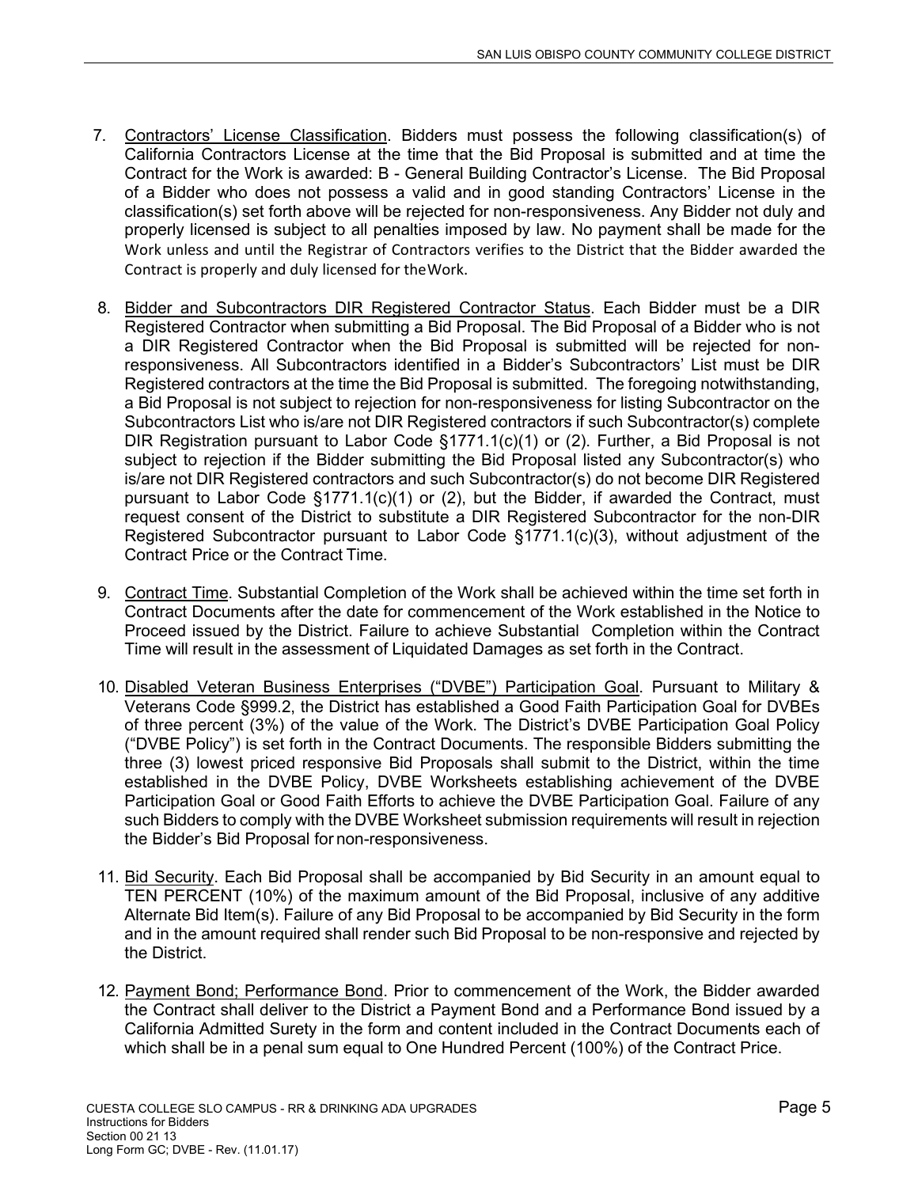7. Contractors' License Classification. Bidders must possess the following classification(s) of California Contractors License at the time that the Bid Proposal is submitted and at time the Contract for the Work is awarded: B - General Building Contractor's License. The Bid Proposal of a Bidder who does not possess a valid and in good standing Contractors' License in the classification(s) set forth above will be rejected for non-responsiveness. Any Bidder not duly and properly licensed is subject to all penalties imposed by law. No payment shall be made for the Work unless and until the Registrar of Contractors verifies to the District that the Bidder awarded the Contract is properly and duly licensed for the Work.

8. Bidder and Subcontractors DIR Registered Contractor Status. Each Bidder must be a DIR Registered Contractor when submitting a Bid Proposal. The Bid Proposal of a Bidder who is not a DIR Registered Contractor when the Bid Proposal is submitted will be rejected for non-responsiveness. All Subcontractors identified in a Bidder's Subcontractors' List must be DIR Registered contractors at the time the Bid Proposal is submitted. The foregoing notwithstanding, a Bid Proposal is not subject to rejection for non-responsiveness for listing Subcontractor on the Subcontractors List who is/are not DIR Registered contractors if such Subcontractor(s) complete DIR Registration pursuant to Labor Code §1771.1(c)(1) or (2). Further, a Bid Proposal is not subject to rejection if the Bidder submitting the Bid Proposal listed any Subcontractor(s) who is/are not DIR Registered contractors and such Subcontractor(s) do not become DIR Registered pursuant to Labor Code §1771.1(c)(1) or (2), but the Bidder, if awarded the Contract, must request consent of the District to substitute a DIR Registered Subcontractor for the non-DIR Registered Subcontractor pursuant to Labor Code §1771.1(c)(3), without adjustment of the Contract Price or the Contract Time.

9. Contract Time. Substantial Completion of the Work shall be achieved within the time set forth in Contract Documents after the date for commencement of the Work established in the Notice to Proceed issued by the District. Failure to achieve Substantial Completion within the Contract Time will result in the assessment of Liquidated Damages as set forth in the Contract.

10. Disabled Veteran Business Enterprises ("DVBE") Participation Goal. Pursuant to Military & Veterans Code §999.2, the District has established a Good Faith Participation Goal for DVBEs of three percent (3%) of the value of the Work. The District's DVBE Participation Goal Policy ("DVBE Policy") is set forth in the Contract Documents. The responsible Bidders submitting the three (3) lowest priced responsive Bid Proposals shall submit to the District, within the time established in the DVBE Policy, DVBE Worksheets establishing achievement of the DVBE Participation Goal or Good Faith Efforts to achieve the DVBE Participation Goal. Failure of any such Bidders to comply with the DVBE Worksheet submission requirements will result in rejection the Bidder's Bid Proposal for non-responsiveness.

11. Bid Security. Each Bid Proposal shall be accompanied by Bid Security in an amount equal to TEN PERCENT (10%) of the maximum amount of the Bid Proposal, inclusive of any additive Alternate Bid Item(s). Failure of any Bid Proposal to be accompanied by Bid Security in the form and in the amount required shall render such Bid Proposal to be non-responsive and rejected by the District.

12. Payment Bond; Performance Bond. Prior to commencement of the Work, the Bidder awarded the Contract shall deliver to the District a Payment Bond and a Performance Bond issued by a California Admitted Surety in the form and content included in the Contract Documents each of which shall be in a penal sum equal to One Hundred Percent (100%) of the Contract Price.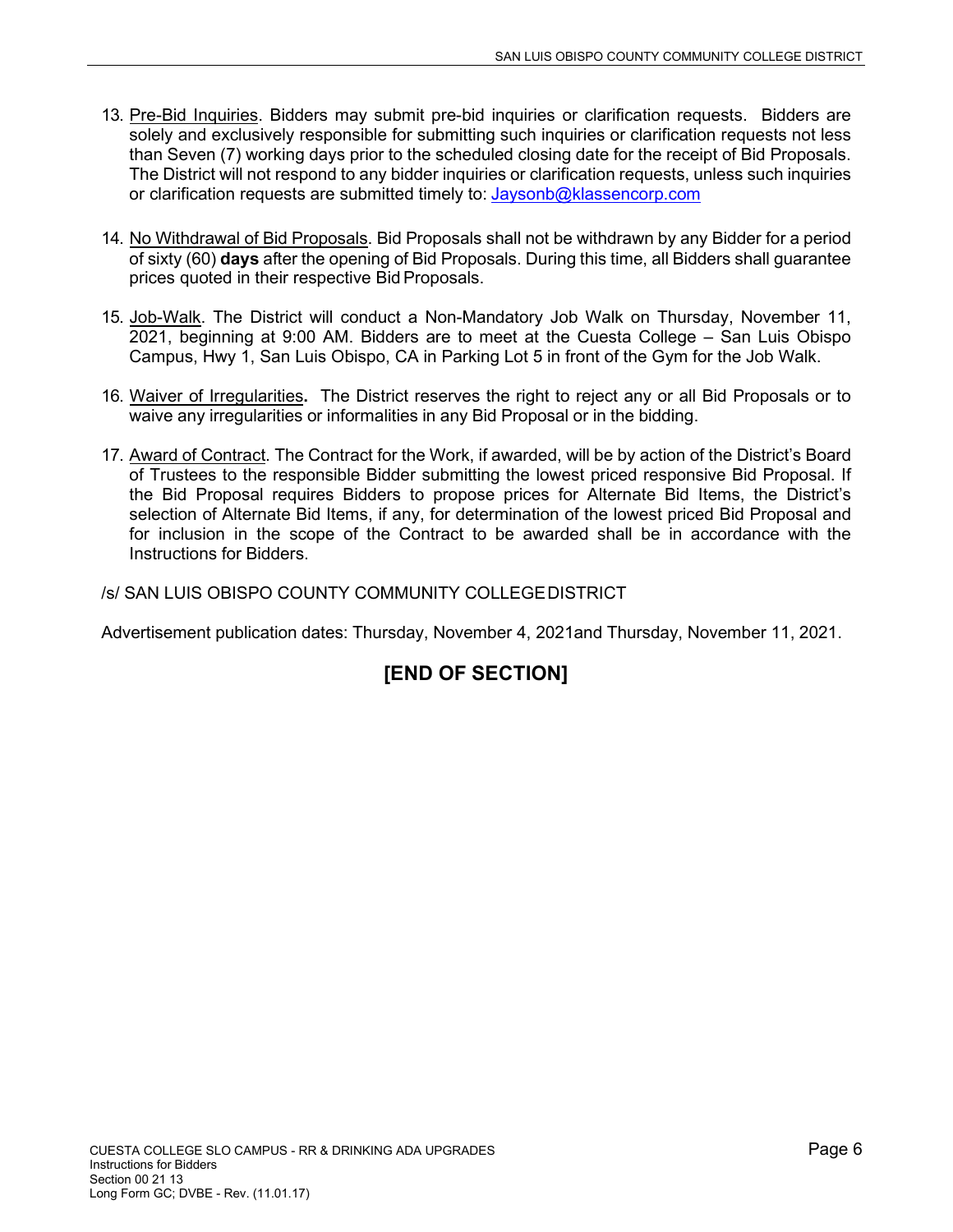13. Pre-Bid Inquiries. Bidders may submit pre-bid inquiries or clarification requests. Bidders are solely and exclusively responsible for submitting such inquiries or clarification requests not less than Seven (7) working days prior to the scheduled closing date for the receipt of Bid Proposals. The District will not respond to any bidder inquiries or clarification requests, unless such inquiries or clarification requests are submitted timely to: Jaysonb@klassencorp.com

14. No Withdrawal of Bid Proposals. Bid Proposals shall not be withdrawn by any Bidder for a period of sixty (60) **days** after the opening of Bid Proposals. During this time, all Bidders shall guarantee prices quoted in their respective Bid Proposals.

15. Job-Walk. The District will conduct a Non-Mandatory Job Walk on Thursday, November 11, 2021, beginning at 9:00 AM. Bidders are to meet at the Cuesta College – San Luis Obispo Campus, Hwy 1, San Luis Obispo, CA in Parking Lot 5 in front of the Gym for the Job Walk.

16. Waiver of Irregularities**.** The District reserves the right to reject any or all Bid Proposals or to waive any irregularities or informalities in any Bid Proposal or in the bidding.

17. Award of Contract. The Contract for the Work, if awarded, will be by action of the District's Board of Trustees to the responsible Bidder submitting the lowest priced responsive Bid Proposal. If the Bid Proposal requires Bidders to propose prices for Alternate Bid Items, the District's selection of Alternate Bid Items, if any, for determination of the lowest priced Bid Proposal and for inclusion in the scope of the Contract to be awarded shall be in accordance with the Instructions for Bidders.

/s/ SAN LUIS OBISPO COUNTY COMMUNITY COLLEGE DISTRICT

Advertisement publication dates: Thursday, November 4, 2021and Thursday, November 11, 2021.

## [END OF SECTION]

CUESTA COLLEGE SLO CAMPUS - RR & DRINKING ADA UPGRADES
Instructions for Bidders
Section 00 21 13
Long Form GC; DVBE - Rev. (11.01.17)